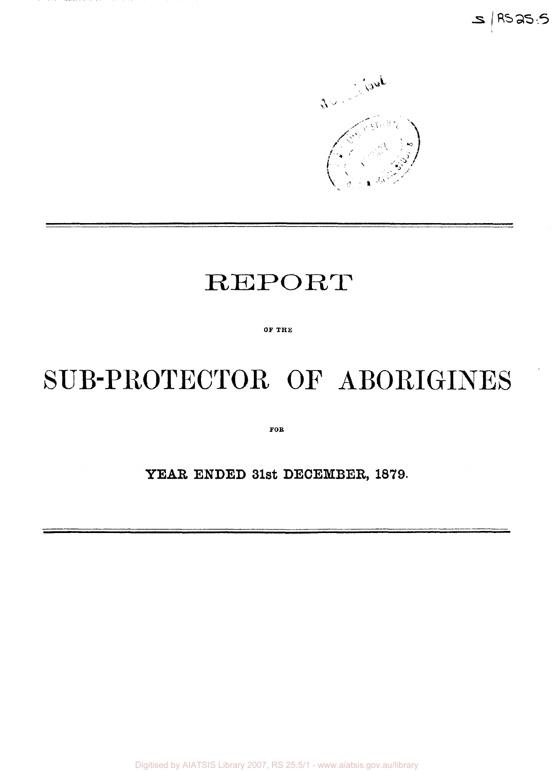# REPORT

OF THE

# SUB-PROTECTOR OF ABORIGINES

FOR

## YEAR ENDED 31st DECEMBER, 1879.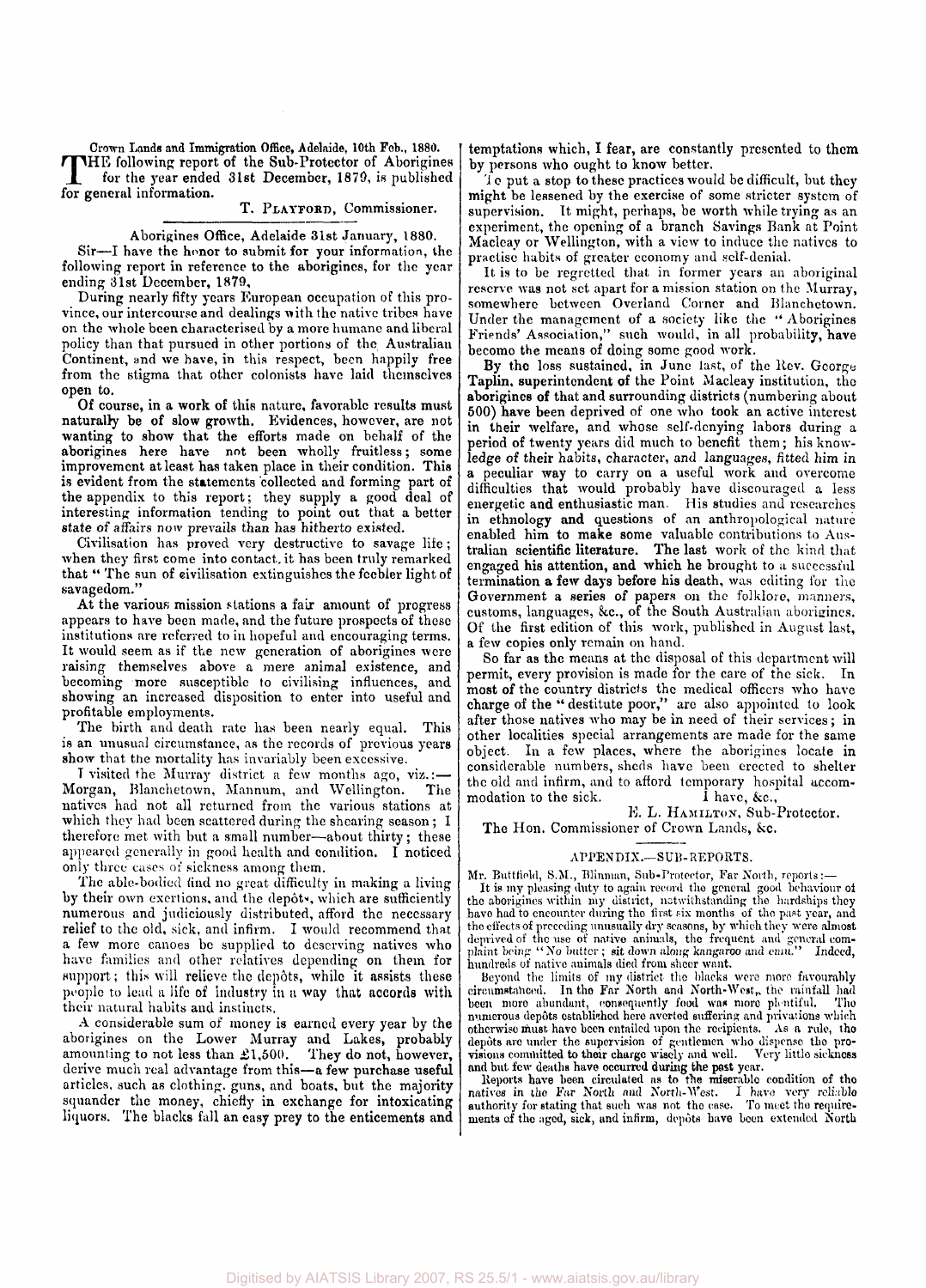Crown Lands and Immigration Office, Adelaide, 10th Feb., 1880.

THE following report of the Sub-Protector of Aborigines for the year ended 31st December, 1879, is published for general information.

T. PLAYFORD, Commissioner.

Aborigines Office, Adelaide 31st January, 1880.

Sir—I have the honor to submit for your information, the following report in reference to the aborigines, for the year ending 31st December, 1879.

During nearly fifty years European occupation of this province, our intercourse and dealings with the native tribes have on the whole been characterised by a more humane and liberal policy than that pursued in other portions of the Australian Continent, and we have, in this respect, been happily free from the stigma that other colonists have laid themselves open to.

Of course, in a work of this nature, favorable results must naturally be of slow growth. Evidences, however, are not wanting to show that the efforts made on behalf of the aborigines here have not been wholly fruitless; some improvement at least has taken place in their condition. This is evident from the statements collected and forming part of the appendix to this report; they supply a good deal of interesting information tending to point out that a better state of affairs now prevails than has hitherto existed.

Civilisation has proved very destructive to savage life; when they first come into contact, it has been truly remarked that "The sun of civilisation extinguishes the feebler light of savagedom."

At the various mission stations a fair amount of progress appears to have been made, and the future prospects of these institutions are referred to in hopeful and encouraging terms. It would seem as if the new generation of aborigines were raising themselves above a mere animal existence, and becoming more susceptible to civilising influences, and showing an increased disposition to enter into useful and profitable employments.

The birth and death rate has been nearly equal. This is an unusual circumstance, as the records of previous years show that the mortality has invariably been excessive.

I visited the Murray district a few months ago, viz.:—Morgan, Blanchetown, Mannum, and Wellington. The natives had not all returned from the various stations at which they had been scattered during the shearing season; I therefore met with but a small number—about thirty; these appeared generally in good health and condition. I noticed only three cases of sickness among them.

The able-bodied find no great difficulty in making a living by their own exertions, and the depôts, which are sufficiently numerous and judiciously distributed, afford the necessary relief to the old, sick, and infirm. I would recommend that a few more canoes be supplied to deserving natives who have families and other relatives depending on them for support; this will relieve the depôts, while it assists these people to lead a life of industry in a way that accords with their natural habits and instincts.

A considerable sum of money is earned every year by the aborigines on the Lower Murray and Lakes, probably amounting to not less than £1,500. They do not, however, derive much real advantage from this—a few purchase useful articles, such as clothing, guns, and boats, but the majority squander the money, chiefly in exchange for intoxicating liquors. The blacks fall an easy prey to the enticements and temptations which, I fear, are constantly presented to them by persons who ought to know better.

To put a stop to these practices would be difficult, but they might be lessened by the exercise of some stricter system of supervision. It might, perhaps, be worth while trying as an experiment, the opening of a branch Savings Bank at Point Macleay or Wellington, with a view to induce the natives to practise habits of greater economy and self-denial.

It is to be regretted that in former years an aboriginal reserve was not set apart for a mission station on the Murray, somewhere between Overland Corner and Blanchetown. Under the management of a society like the "Aborigines Friends' Association," such would, in all probability, have become the means of doing some good work.

By the loss sustained, in June last, of the Rev. George Taplin, superintendent of the Point Macleay institution, the aborigines of that and surrounding districts (numbering about 500) have been deprived of one who took an active interest in their welfare, and whose self-denying labors during a period of twenty years did much to benefit them; his knowledge of their habits, character, and languages, fitted him in a peculiar way to carry on a useful work and overcome difficulties that would probably have discouraged a less energetic and enthusiastic man. His studies and researches in ethnology and questions of an anthropological nature enabled him to make some valuable contributions to Australian scientific literature. The last work of the kind that engaged his attention, and which he brought to a successful termination a few days before his death, was editing for the Government a series of papers on the folklore, manners, customs, languages, &c., of the South Australian aborigines. Of the first edition of this work, published in August last, a few copies only remain on hand.

So far as the means at the disposal of this department will permit, every provision is made for the care of the sick. In most of the country districts the medical officers who have charge of the "destitute poor," are also appointed to look after those natives who may be in need of their services; in other localities special arrangements are made for the same object. In a few places, where the aborigines locate in considerable numbers, sheds have been erected to shelter the old and infirm, and to afford temporary hospital accommodation to the sick. I have, &c.,

E. L. HAMILTON, Sub-Protector.

The Hon. Commissioner of Crown Lands, &c.

## APPENDIX.—SUB-REPORTS.

Mr. Buttfield, S.M., Blinman, Sub-Protector, Far North, reports:—

It is my pleasing duty to again record the general good behaviour of the aborigines within my district, notwithstanding the hardships they have had to encounter during the first six months of the past year, and the effects of preceding unusually dry seasons, by which they were almost deprived of the use of native animals, the frequent and general complaint being "*No butter; sit down along kangaroo and emu.*" Indeed, hundreds of native animals died from sheer want.

Beyond the limits of my district the blacks were more favourably circumstanced. In the Far North and North-West, the rainfall had been more abundant, consequently food was more plentiful. The numerous depôts established here averted suffering and privations which otherwise must have been entailed upon the recipients. As a rule, the depôts are under the supervision of gentlemen who dispense the provisions committed to their charge wisely and well. Very little sickness and but few deaths have occurred during the past year.

Reports have been circulated as to the miserable condition of the natives in the Far North and North-West. I have very reliable authority for stating that such was not the case. To meet the requirements of the aged, sick, and infirm, depôts have been extended North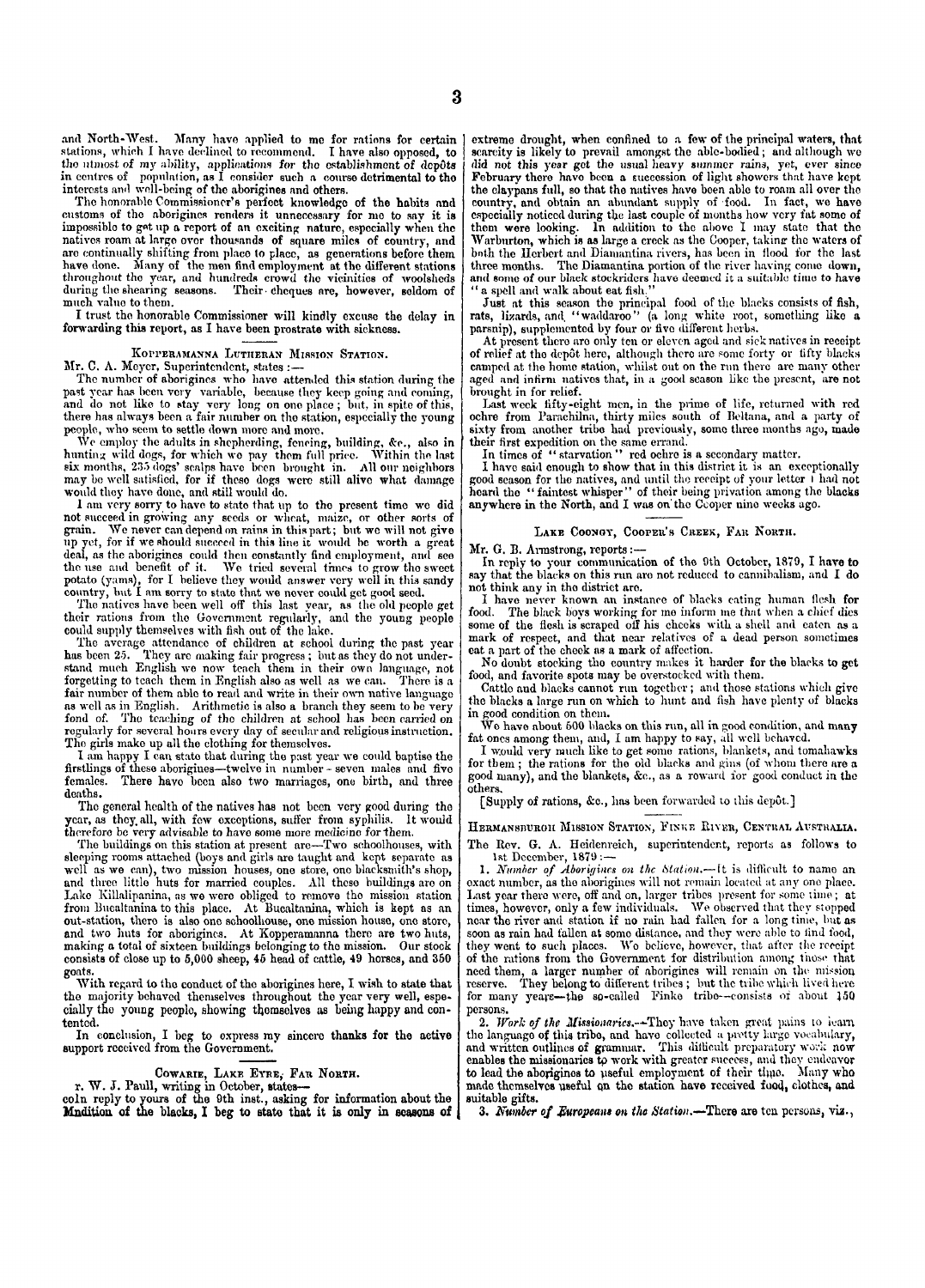and North-West. Many have applied to me for rations for certain stations, which I have declined to recommend. I have also opposed, to the utmost of my ability, applications for the establishment of depôts in centres of population, as I consider such a course detrimental to the interests and well-being of the aborigines and others.

The honorable Commissioner's perfect knowledge of the habits and customs of the aborigines renders it unnecessary for me to say it is impossible to get up a report of an exciting nature, especially when the natives roam at large over thousands of square miles of country, and are continually shifting from place to place, as generations before them have done. Many of the men find employment at the different stations throughout the year, and hundreds crowd the vicinities of woolsheds during the shearing seasons. Their cheques are, however, seldom of much value to them.

I trust the honorable Commissioner will kindly excuse the delay in forwarding this report, as I have been prostrate with sickness.

### Kopperamanna Lutheran Mission Station.

Mr. C. A. Meyer, Superintendent, states:—

The number of aborigines who have attended this station during the past year has been very variable, because they keep going and coming, and do not like to stay very long on one place; but, in spite of this, there has always been a fair number on the station, especially the young people, who seem to settle down more and more.

We employ the adults in shepherding, fencing, building, &c., also in hunting wild dogs, for which we pay them full price. Within the last six months, 235 dogs' scalps have been brought in. All our neighbors may be well satisfied, for if these dogs were still alive what damage would they have done, and still would do.

I am very sorry to have to state that up to the present time we did not succeed in growing any seeds or wheat, maize, or other sorts of grain. We never can depend on rains in this part; but we will not give up yet, for if we should succeed in this line it would be worth a great deal, as the aborigines could then constantly find employment, and see the use and benefit of it. We tried several times to grow the sweet potato (yams), for I believe they would answer very well in this sandy country, but I am sorry to state that we never could get good seed.

The natives have been well off this last year, as the old people get their rations from the Government regularly, and the young people could supply themselves with fish out of the lake.

The average attendance of children at school during the past year has been 25. They are making fair progress; but as they do not understand much English we now teach them in their own language, not forgetting to teach them in English also as well as we can. There is a fair number of them able to read and write in their own native language as well as in English. Arithmetic is also a branch they seem to be very fond of. The teaching of the children at school has been carried on regularly for several hours every day of secular and religious instruction. The girls make up all the clothing for themselves.

I am happy I can state that during the past year we could baptise the firstlings of these aborigines—twelve in number - seven males and five females. There have been also two marriages, one birth, and three deaths.

The general health of the natives has not been very good during the year, as they all, with few exceptions, suffer from syphilis. It would therefore be very advisable to have some more medicine for them.

The buildings on this station at present are—Two schoolhouses, with sleeping rooms attached (boys and girls are taught and kept separate as well as we can), two mission houses, one store, one blacksmith's shop, and three little huts for married couples. All these buildings are on Lake Killalpanina, as we were obliged to remove the mission station from Bucaltanina to this place. At Bucaltanina, which is kept as an out-station, there is also one schoolhouse, one mission house, one store, and two huts for aborigines. At Kopperamanna there are two huts, making a total of sixteen buildings belonging to the mission. Our stock consists of close up to 5,000 sheep, 45 head of cattle, 49 horses, and 350 goats.

With regard to the conduct of the aborigines here, I wish to state that the majority behaved themselves throughout the year very well, especially the young people, showing themselves as being happy and contented.

In conclusion, I beg to express my sincere thanks for the active support received from the Government.

### Cowarie, Lake Eyre, Far North.

r. W. J. Paull, writing in October, states—

coln reply to yours of the 9th inst., asking for information about the Mndition of the blacks, I beg to state that it is only in seasons of extreme drought, when confined to a few of the principal waters, that scarcity is likely to prevail amongst the able-bodied; and although we did not this year get the usual heavy summer rains, yet, ever since February there have been a succession of light showers that have kept the claypans full, so that the natives have been able to roam all over the country, and obtain an abundant supply of food. In fact, we have especially noticed during the last couple of months how very fat some of them were looking. In addition to the above I may state that the Warburton, which is as large a creek as the Cooper, taking the waters of both the Herbert and Diamantina rivers, has been in flood for the last three months. The Diamantina portion of the river having come down, and some of our black stockriders have deemed it a suitable time to have "a spell and walk about eat fish."

Just at this season the principal food of the blacks consists of fish, rats, lizards, and "waddaroo" (a long white root, something like a parsnip), supplemented by four or five different herbs.

At present there are only ten or eleven aged and sick natives in receipt of relief at the depôt here, although there are some forty or fifty blacks camped at the home station, whilst out on the run there are many other aged and infirm natives that, in a good season like the present, are not brought in for relief.

Last week fifty-eight men, in the prime of life, returned with red ochre from Parachilna, thirty miles south of Beltana, and a party of sixty from another tribe had previously, some three months ago, made their first expedition on the same errand.

In times of "starvation" red ochre is a secondary matter.

I have said enough to show that in this district it is an exceptionally good season for the natives, and until the receipt of your letter I had not heard the "faintest whisper" of their being privation among the blacks anywhere in the North, and I was on the Cooper nine weeks ago.

### Lake Coongy, Cooper's Creek, Far North.

Mr. G. B. Armstrong, reports:—

In reply to your communication of the 9th October, 1879, I have to say that the blacks on this run are not reduced to cannibalism, and I do not think any in the district are.

I have never known an instance of blacks eating human flesh for food. The black boys working for me inform me that when a chief dies some of the flesh is scraped off his cheeks with a shell and eaten as a mark of respect, and that near relatives of a dead person sometimes eat a part of the cheek as a mark of affection.

No doubt stocking the country makes it harder for the blacks to get food, and favorite spots may be overstocked with them.

Cattle and blacks cannot run together; and those stations which give the blacks a large run on which to hunt and fish have plenty of blacks in good condition on them.

We have about 500 blacks on this run, all in good condition, and many fat ones among them, and, I am happy to say, all well behaved.

I would very much like to get some rations, blankets, and tomahawks for them; the rations for the old blacks and gins (of whom there are a good many), and the blankets, &c., as a reward for good conduct in the others.

[Supply of rations, &c., has been forwarded to this depôt.]

### Hermannsburgh Mission Station, Finke River, Central Australia.

The Rev. G. A. Heidenreich, superintendent, reports as follows to 1st December, 1879:—

1. *Number of Aborigines on the Station.*—It is difficult to name an exact number, as the aborigines will not remain located at any one place. Last year there were, off and on, larger tribes present for some time; at times, however, only a few individuals. We observed that they stopped near the river and station if no rain had fallen for a long time, but as soon as rain had fallen at some distance, and they were able to find food, they went to such places. We believe, however, that after the receipt of the rations from the Government for distribution among those that need them, a larger number of aborigines will remain on the mission reserve. They belong to different tribes; but the tribe which lived here for many years—the so-called Finke tribe—consists of about 150 persons.

2. *Work of the Missionaries.*—They have taken great pains to learn the language of this tribe, and have collected a pretty large vocabulary, and written outlines of grammar. This difficult preparatory work now enables the missionaries to work with greater success, and they endeavor to lead the aborigines to useful employment of their time. Many who made themselves useful on the station have received food, clothes, and suitable gifts.

3. *Number of Europeans on the Station.*—There are ten persons, viz.,